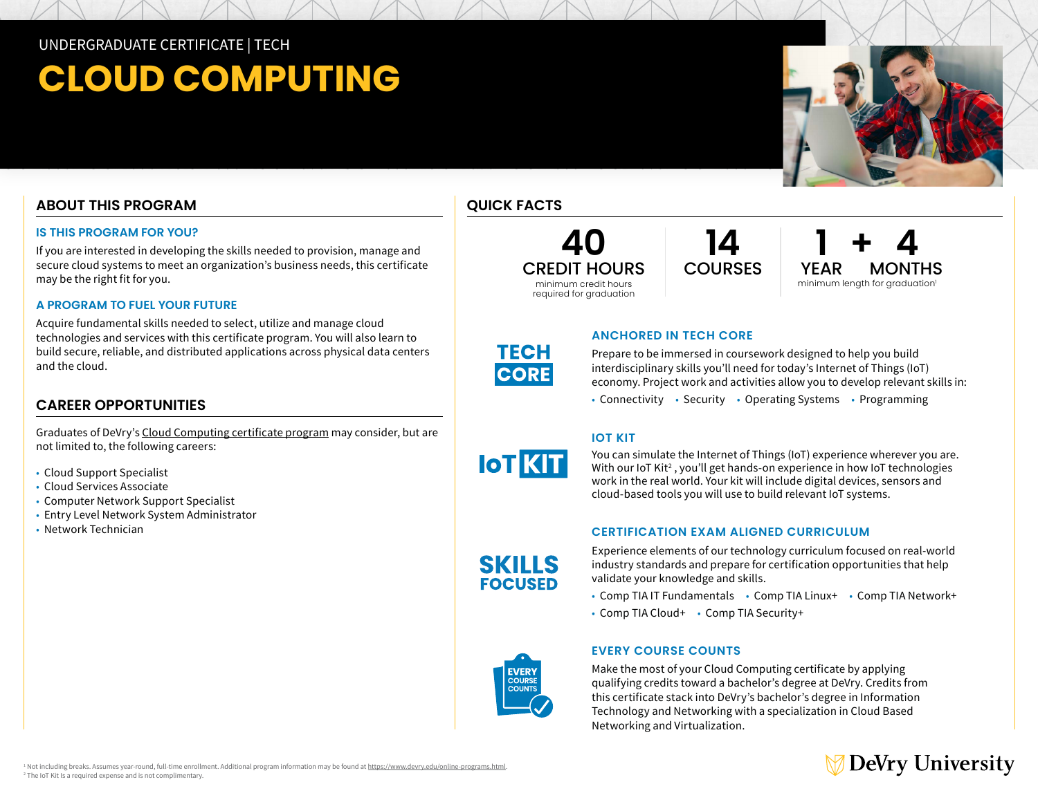UNDERGRADUATE CERTIFICATE | TECH

# CLOUD COMPUTING

## ABOUT THIS PROGRAM

### IS THIS PROGRAM FOR YOU?

If you are interested in developing the skills needed to provision, manage and secure cloud systems to meet an organization's business needs, this certificate may be the right fit for you.

### A PROGRAM TO FUEL YOUR FUTURE

Acquire fundamental skills needed to select, utilize and manage cloud technologies and services with this certificate program. You will also learn to build secure, reliable, and distributed applications across physical data centers and the cloud.

## CAREER OPPORTUNITIES

Graduates of DeVry's Cloud Computing certificate program may consider, but are not limited to, the following careers:

- Cloud Support Specialist
- Cloud Services Associate
- Computer Network Support Specialist
- Entry Level Network System Administrator
- Network Technician

## QUICK FACTS

**40** CREDIT HOURS
minimum credit hours required for graduation

**14** COURSES

**1** YEAR **+** **4** MONTHS
minimum length for graduation[1]

TECH CORE

### ANCHORED IN TECH CORE

Prepare to be immersed in coursework designed to help you build interdisciplinary skills you'll need for today's Internet of Things (IoT) economy. Project work and activities allow you to develop relevant skills in:

- Connectivity
- Security
- Operating Systems
- Programming

IoT KIT

### IOT KIT

You can simulate the Internet of Things (IoT) experience wherever you are. With our IoT Kit[2], you'll get hands-on experience in how IoT technologies work in the real world. Your kit will include digital devices, sensors and cloud-based tools you will use to build relevant IoT systems.

SKILLS FOCUSED

### CERTIFICATION EXAM ALIGNED CURRICULUM

Experience elements of our technology curriculum focused on real-world industry standards and prepare for certification opportunities that help validate your knowledge and skills.

- Comp TIA IT Fundamentals
- Comp TIA Linux+
- Comp TIA Network+
- Comp TIA Cloud+
- Comp TIA Security+

EVERY COURSE COUNTS

### EVERY COURSE COUNTS

Make the most of your Cloud Computing certificate by applying qualifying credits toward a bachelor's degree at DeVry. Credits from this certificate stack into DeVry's bachelor's degree in Information Technology and Networking with a specialization in Cloud Based Networking and Virtualization.

[1] Not including breaks. Assumes year-round, full-time enrollment. Additional program information may be found at https://www.devry.edu/online-programs.html.
[2] The IoT Kit Is a required expense and is not complimentary.

DeVry University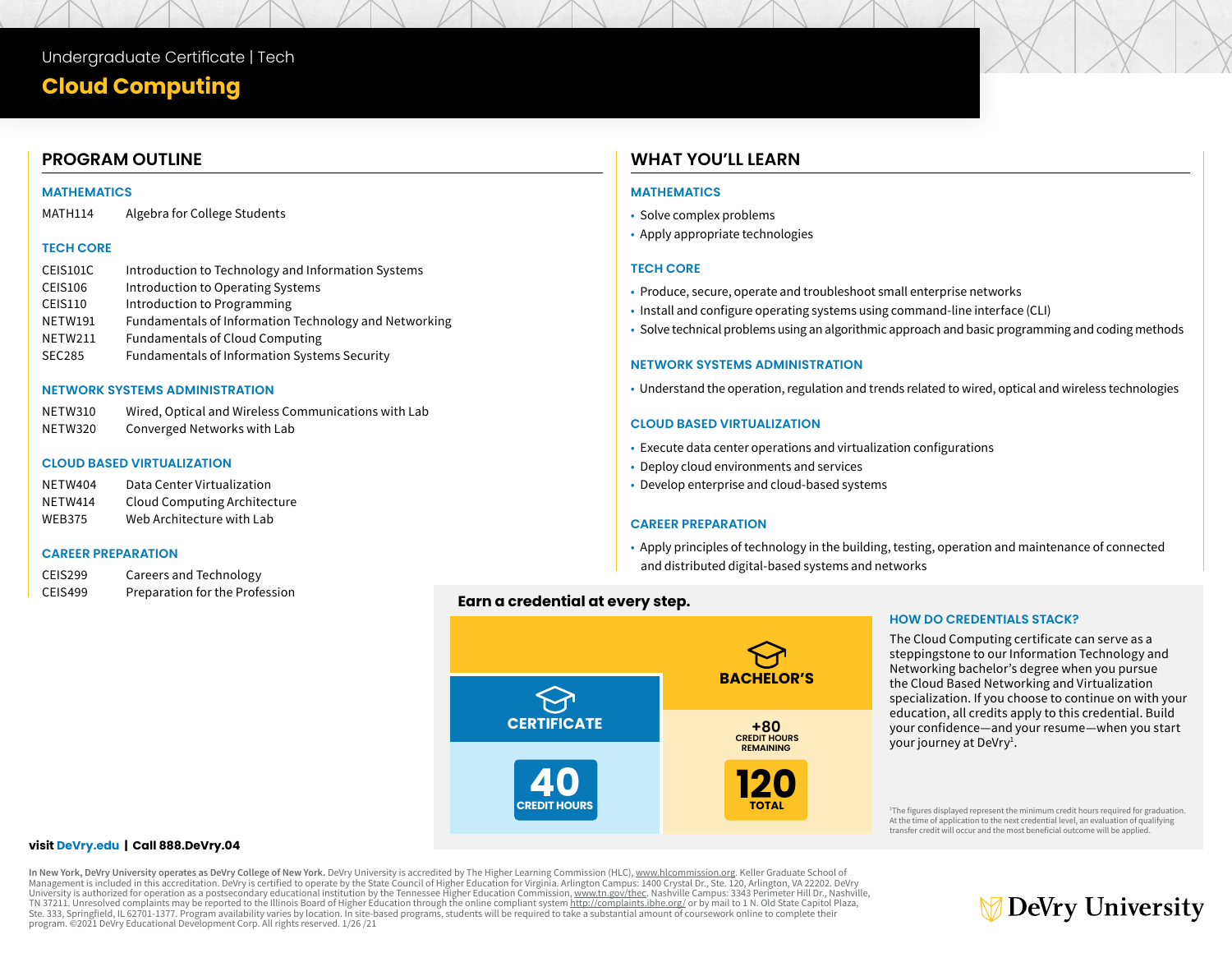Undergraduate Certificate | Tech

# Cloud Computing

## PROGRAM OUTLINE

### MATHEMATICS

| | |
|---|---|
| MATH114 | Algebra for College Students |

### TECH CORE

| | |
|---|---|
| CEIS101C | Introduction to Technology and Information Systems |
| CEIS106 | Introduction to Operating Systems |
| CEIS110 | Introduction to Programming |
| NETW191 | Fundamentals of Information Technology and Networking |
| NETW211 | Fundamentals of Cloud Computing |
| SEC285 | Fundamentals of Information Systems Security |

### NETWORK SYSTEMS ADMINISTRATION

| | |
|---|---|
| NETW310 | Wired, Optical and Wireless Communications with Lab |
| NETW320 | Converged Networks with Lab |

### CLOUD BASED VIRTUALIZATION

| | |
|---|---|
| NETW404 | Data Center Virtualization |
| NETW414 | Cloud Computing Architecture |
| WEB375 | Web Architecture with Lab |

### CAREER PREPARATION

| | |
|---|---|
| CEIS299 | Careers and Technology |
| CEIS499 | Preparation for the Profession |

## WHAT YOU'LL LEARN

### MATHEMATICS

- Solve complex problems
- Apply appropriate technologies

### TECH CORE

- Produce, secure, operate and troubleshoot small enterprise networks
- Install and configure operating systems using command-line interface (CLI)
- Solve technical problems using an algorithmic approach and basic programming and coding methods

### NETWORK SYSTEMS ADMINISTRATION

- Understand the operation, regulation and trends related to wired, optical and wireless technologies

### CLOUD BASED VIRTUALIZATION

- Execute data center operations and virtualization configurations
- Deploy cloud environments and services
- Develop enterprise and cloud-based systems

### CAREER PREPARATION

- Apply principles of technology in the building, testing, operation and maintenance of connected and distributed digital-based systems and networks

## Earn a credential at every step.

CERTIFICATE

40 CREDIT HOURS

BACHELOR'S

+80 CREDIT HOURS REMAINING

120 TOTAL

### HOW DO CREDENTIALS STACK?

The Cloud Computing certificate can serve as a steppingstone to our Information Technology and Networking bachelor's degree when you pursue the Cloud Based Networking and Virtualization specialization. If you choose to continue on with your education, all credits apply to this credential. Build your confidence—and your resume—when you start your journey at DeVry[1].

[1]The figures displayed represent the minimum credit hours required for graduation. At the time of application to the next credential level, an evaluation of qualifying transfer credit will occur and the most beneficial outcome will be applied.

**visit DeVry.edu | Call 888.DeVry.04**

**In New York, DeVry University operates as DeVry College of New York.** DeVry University is accredited by The Higher Learning Commission (HLC), www.hlcommission.org. Keller Graduate School of Management is included in this accreditation. DeVry is certified to operate by the State Council of Higher Education for Virginia. Arlington Campus: 1400 Crystal Dr., Ste. 120, Arlington, VA 22202. DeVry University is authorized for operation as a postsecondary educational institution by the Tennessee Higher Education Commission, www.tn.gov/thec. Nashville Campus: 3343 Perimeter Hill Dr., Nashville, TN 37211. Unresolved complaints may be reported to the Illinois Board of Higher Education through the online compliant system http://complaints.ibhe.org/ or by mail to 1 N. Old State Capitol Plaza, Ste. 333, Springfield, IL 62701-1377. Program availability varies by location. In site-based programs, students will be required to take a substantial amount of coursework online to complete their program. ©2021 DeVry Educational Development Corp. All rights reserved. 1/26/21

DeVry University